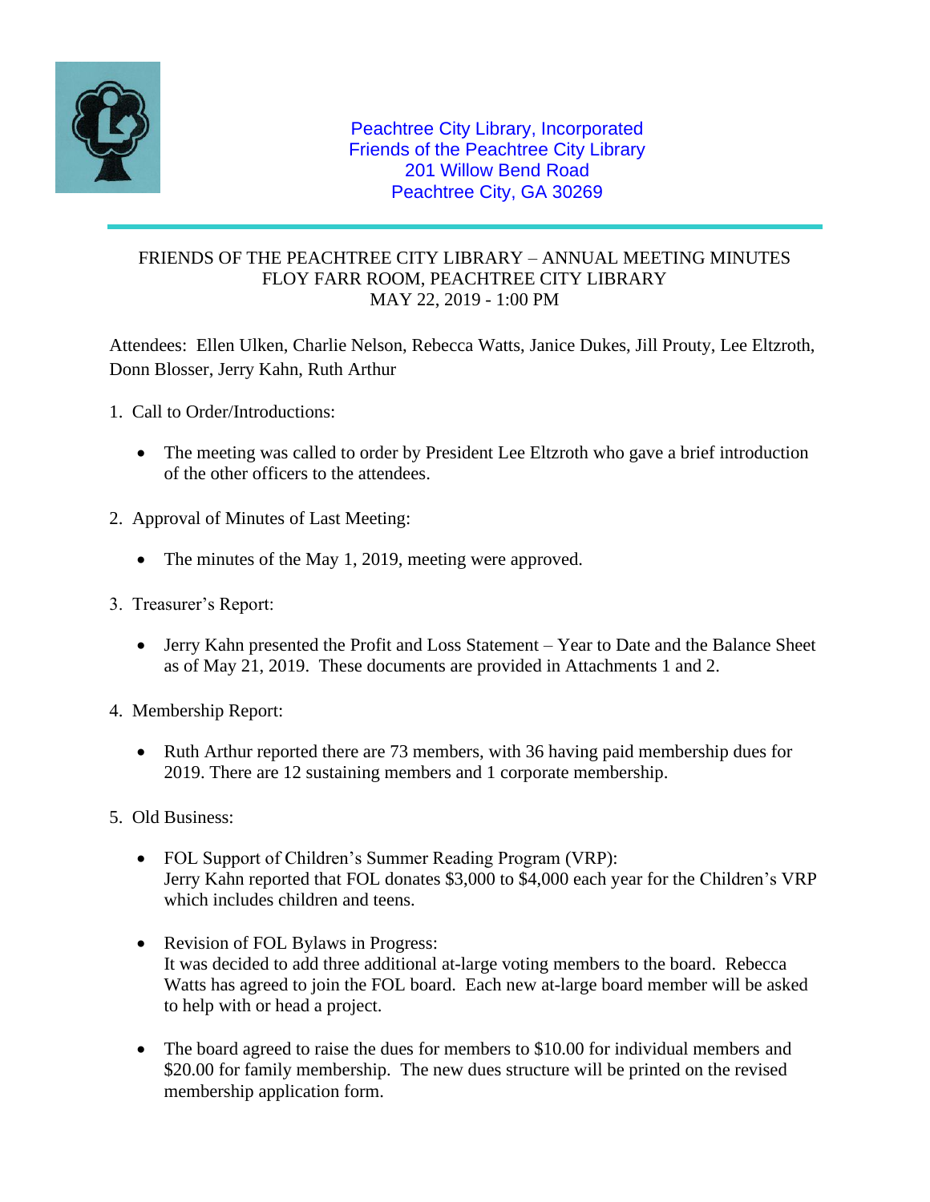Peachtree City Library, Incorporated
Friends of the Peachtree City Library
201 Willow Bend Road
Peachtree City, GA 30269

---

# FRIENDS OF THE PEACHTREE CITY LIBRARY – ANNUAL MEETING MINUTES
## FLOY FARR ROOM, PEACHTREE CITY LIBRARY
## MAY 22, 2019 - 1:00 PM

Attendees: Ellen Ulken, Charlie Nelson, Rebecca Watts, Janice Dukes, Jill Prouty, Lee Eltzroth, Donn Blosser, Jerry Kahn, Ruth Arthur

1. Call to Order/Introductions:

   - The meeting was called to order by President Lee Eltzroth who gave a brief introduction of the other officers to the attendees.

2. Approval of Minutes of Last Meeting:

   - The minutes of the May 1, 2019, meeting were approved.

3. Treasurer's Report:

   - Jerry Kahn presented the Profit and Loss Statement – Year to Date and the Balance Sheet as of May 21, 2019. These documents are provided in Attachments 1 and 2.

4. Membership Report:

   - Ruth Arthur reported there are 73 members, with 36 having paid membership dues for 2019. There are 12 sustaining members and 1 corporate membership.

5. Old Business:

   - FOL Support of Children's Summer Reading Program (VRP):
     Jerry Kahn reported that FOL donates $3,000 to $4,000 each year for the Children's VRP which includes children and teens.

   - Revision of FOL Bylaws in Progress:
     It was decided to add three additional at-large voting members to the board. Rebecca Watts has agreed to join the FOL board. Each new at-large board member will be asked to help with or head a project.

   - The board agreed to raise the dues for members to $10.00 for individual members and $20.00 for family membership. The new dues structure will be printed on the revised membership application form.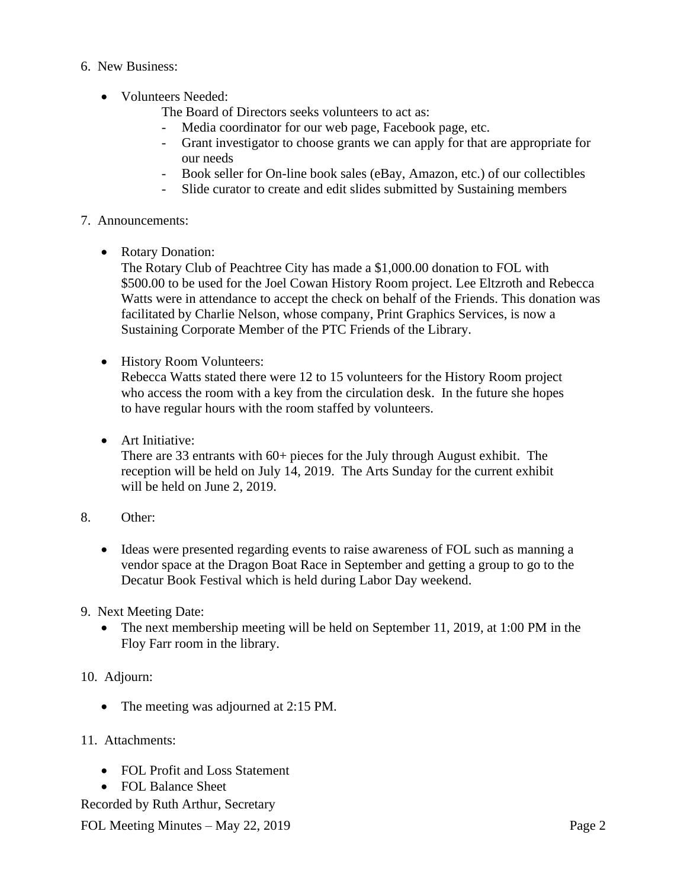6. New Business:

- Volunteers Needed:

  The Board of Directors seeks volunteers to act as:

  - Media coordinator for our web page, Facebook page, etc.
  - Grant investigator to choose grants we can apply for that are appropriate for our needs
  - Book seller for On-line book sales (eBay, Amazon, etc.) of our collectibles
  - Slide curator to create and edit slides submitted by Sustaining members

7. Announcements:

- Rotary Donation:

  The Rotary Club of Peachtree City has made a $1,000.00 donation to FOL with $500.00 to be used for the Joel Cowan History Room project. Lee Eltzroth and Rebecca Watts were in attendance to accept the check on behalf of the Friends. This donation was facilitated by Charlie Nelson, whose company, Print Graphics Services, is now a Sustaining Corporate Member of the PTC Friends of the Library.

- History Room Volunteers:

  Rebecca Watts stated there were 12 to 15 volunteers for the History Room project who access the room with a key from the circulation desk. In the future she hopes to have regular hours with the room staffed by volunteers.

- Art Initiative:

  There are 33 entrants with 60+ pieces for the July through August exhibit. The reception will be held on July 14, 2019. The Arts Sunday for the current exhibit will be held on June 2, 2019.

8. Other:

- Ideas were presented regarding events to raise awareness of FOL such as manning a vendor space at the Dragon Boat Race in September and getting a group to go to the Decatur Book Festival which is held during Labor Day weekend.

9. Next Meeting Date:

- The next membership meeting will be held on September 11, 2019, at 1:00 PM in the Floy Farr room in the library.

10. Adjourn:

- The meeting was adjourned at 2:15 PM.

11. Attachments:

- FOL Profit and Loss Statement
- FOL Balance Sheet

Recorded by Ruth Arthur, Secretary